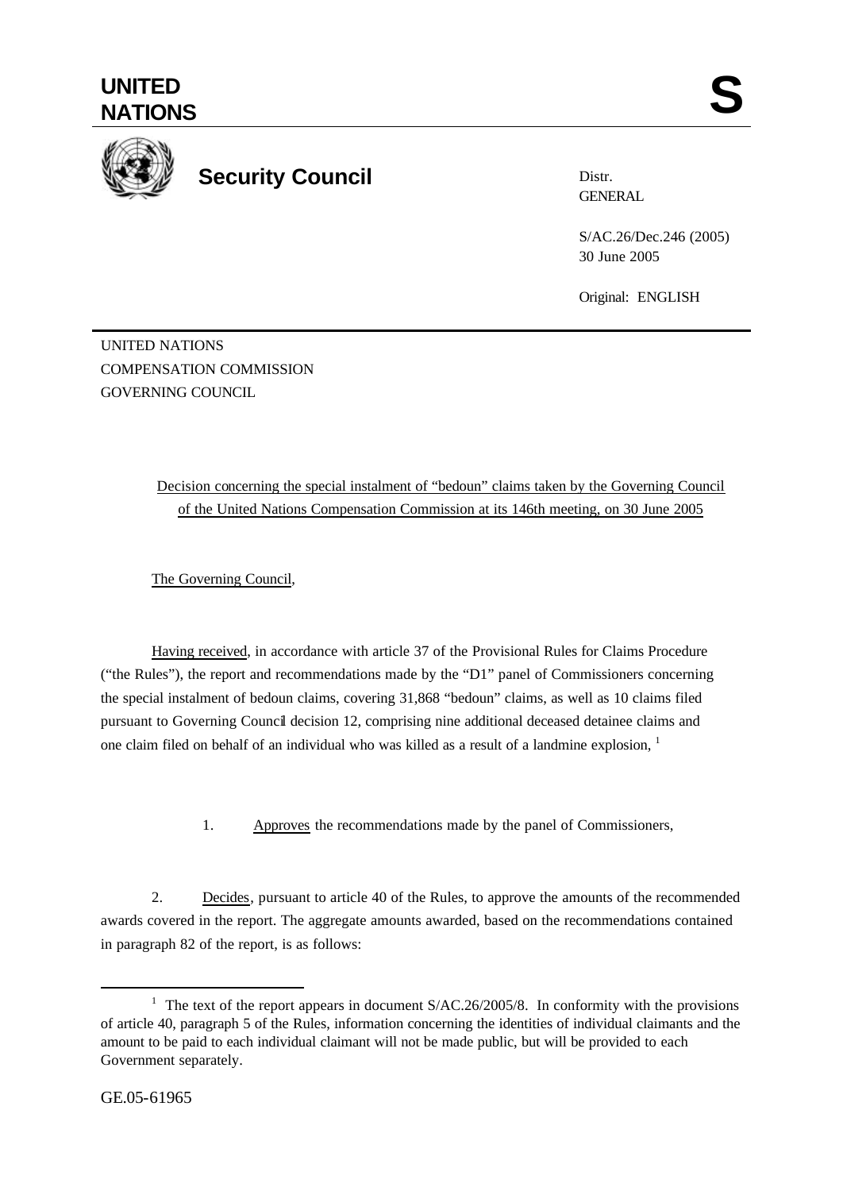**UNITED NATIONS** **S**

**Security Council**

Distr.
GENERAL

S/AC.26/Dec.246 (2005)
30 June 2005

Original: ENGLISH

UNITED NATIONS
COMPENSATION COMMISSION
GOVERNING COUNCIL

Decision concerning the special instalment of "bedoun" claims taken by the Governing Council of the United Nations Compensation Commission at its 146th meeting, on 30 June 2005

The Governing Council,

Having received, in accordance with article 37 of the Provisional Rules for Claims Procedure ("the Rules"), the report and recommendations made by the "D1" panel of Commissioners concerning the special instalment of bedoun claims, covering 31,868 "bedoun" claims, as well as 10 claims filed pursuant to Governing Council decision 12, comprising nine additional deceased detainee claims and one claim filed on behalf of an individual who was killed as a result of a landmine explosion, [1]

1. Approves the recommendations made by the panel of Commissioners,

2. Decides, pursuant to article 40 of the Rules, to approve the amounts of the recommended awards covered in the report. The aggregate amounts awarded, based on the recommendations contained in paragraph 82 of the report, is as follows:

[1] The text of the report appears in document S/AC.26/2005/8. In conformity with the provisions of article 40, paragraph 5 of the Rules, information concerning the identities of individual claimants and the amount to be paid to each individual claimant will not be made public, but will be provided to each Government separately.

GE.05-61965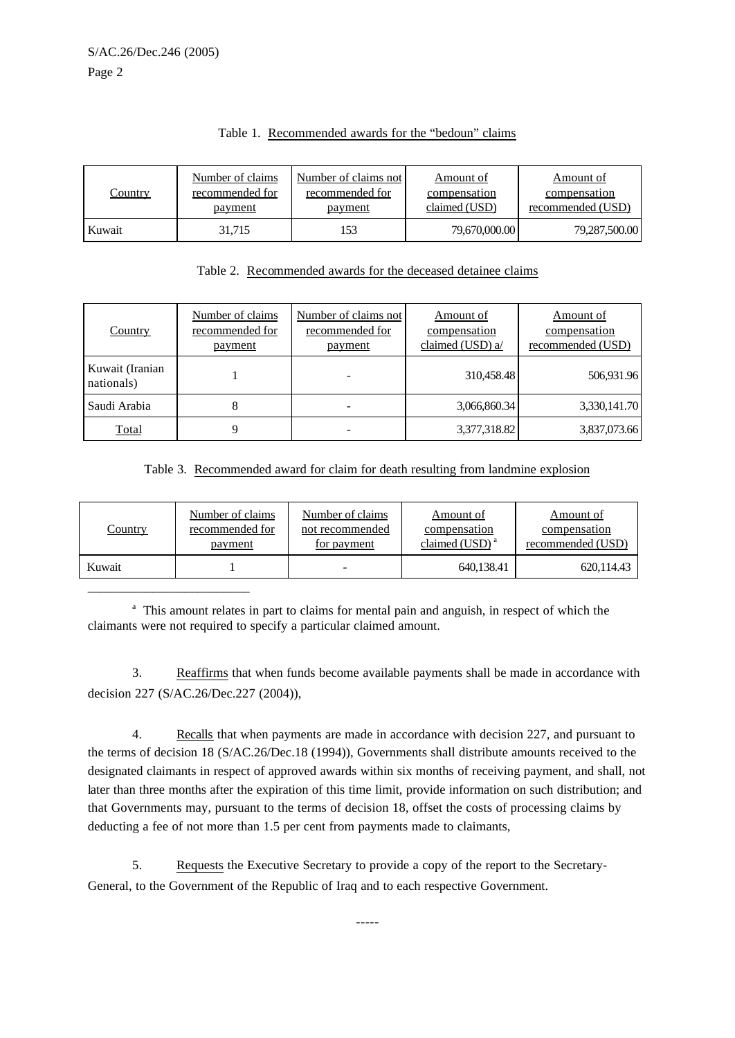Table 1. Recommended awards for the "bedoun" claims

| Country | Number of claims recommended for payment | Number of claims not recommended for payment | Amount of compensation claimed (USD) | Amount of compensation recommended (USD) |
|---|---|---|---|---|
| Kuwait | 31,715 | 153 | 79,670,000.00 | 79,287,500.00 |

Table 2. Recommended awards for the deceased detainee claims

| Country | Number of claims recommended for payment | Number of claims not recommended for payment | Amount of compensation claimed (USD) a/ | Amount of compensation recommended (USD) |
|---|---|---|---|---|
| Kuwait (Iranian nationals) | 1 | - | 310,458.48 | 506,931.96 |
| Saudi Arabia | 8 | - | 3,066,860.34 | 3,330,141.70 |
| Total | 9 | - | 3,377,318.82 | 3,837,073.66 |

Table 3. Recommended award for claim for death resulting from landmine explosion

| Country | Number of claims recommended for payment | Number of claims not recommended for payment | Amount of compensation claimed (USD) [a] | Amount of compensation recommended (USD) |
|---|---|---|---|---|
| Kuwait | 1 | - | 640,138.41 | 620,114.43 |

[a] This amount relates in part to claims for mental pain and anguish, in respect of which the claimants were not required to specify a particular claimed amount.

3. Reaffirms that when funds become available payments shall be made in accordance with decision 227 (S/AC.26/Dec.227 (2004)),

4. Recalls that when payments are made in accordance with decision 227, and pursuant to the terms of decision 18 (S/AC.26/Dec.18 (1994)), Governments shall distribute amounts received to the designated claimants in respect of approved awards within six months of receiving payment, and shall, not later than three months after the expiration of this time limit, provide information on such distribution; and that Governments may, pursuant to the terms of decision 18, offset the costs of processing claims by deducting a fee of not more than 1.5 per cent from payments made to claimants,

5. Requests the Executive Secretary to provide a copy of the report to the Secretary-General, to the Government of the Republic of Iraq and to each respective Government.

-----